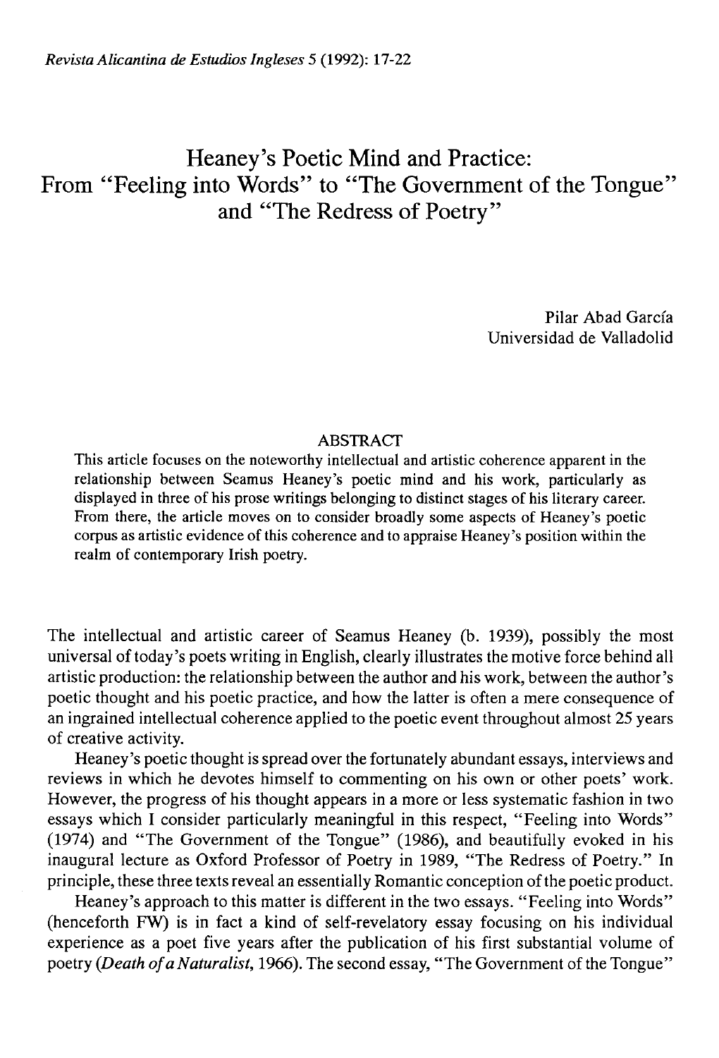# Heaney's Poetic Mind and Practice: From "Feeling into Words" to "The Government of the Tongue" and "The Redress of Poetry"

Pilar Abad García
Universidad de Valladolid

## ABSTRACT

This article focuses on the noteworthy intellectual and artistic coherence apparent in the relationship between Seamus Heaney's poetic mind and his work, particularly as displayed in three of his prose writings belonging to distinct stages of his literary career. From there, the article moves on to consider broadly some aspects of Heaney's poetic corpus as artistic evidence of this coherence and to appraise Heaney's position within the realm of contemporary Irish poetry.

The intellectual and artistic career of Seamus Heaney (b. 1939), possibly the most universal of today's poets writing in English, clearly illustrates the motive force behind all artistic production: the relationship between the author and his work, between the author's poetic thought and his poetic practice, and how the latter is often a mere consequence of an ingrained intellectual coherence applied to the poetic event throughout almost 25 years of creative activity.

Heaney's poetic thought is spread over the fortunately abundant essays, interviews and reviews in which he devotes himself to commenting on his own or other poets' work. However, the progress of his thought appears in a more or less systematic fashion in two essays which I consider particularly meaningful in this respect, "Feeling into Words" (1974) and "The Government of the Tongue" (1986), and beautifully evoked in his inaugural lecture as Oxford Professor of Poetry in 1989, "The Redress of Poetry." In principle, these three texts reveal an essentially Romantic conception of the poetic product.

Heaney's approach to this matter is different in the two essays. "Feeling into Words" (henceforth FW) is in fact a kind of self-revelatory essay focusing on his individual experience as a poet five years after the publication of his first substantial volume of poetry (*Death of a Naturalist*, 1966). The second essay, "The Government of the Tongue"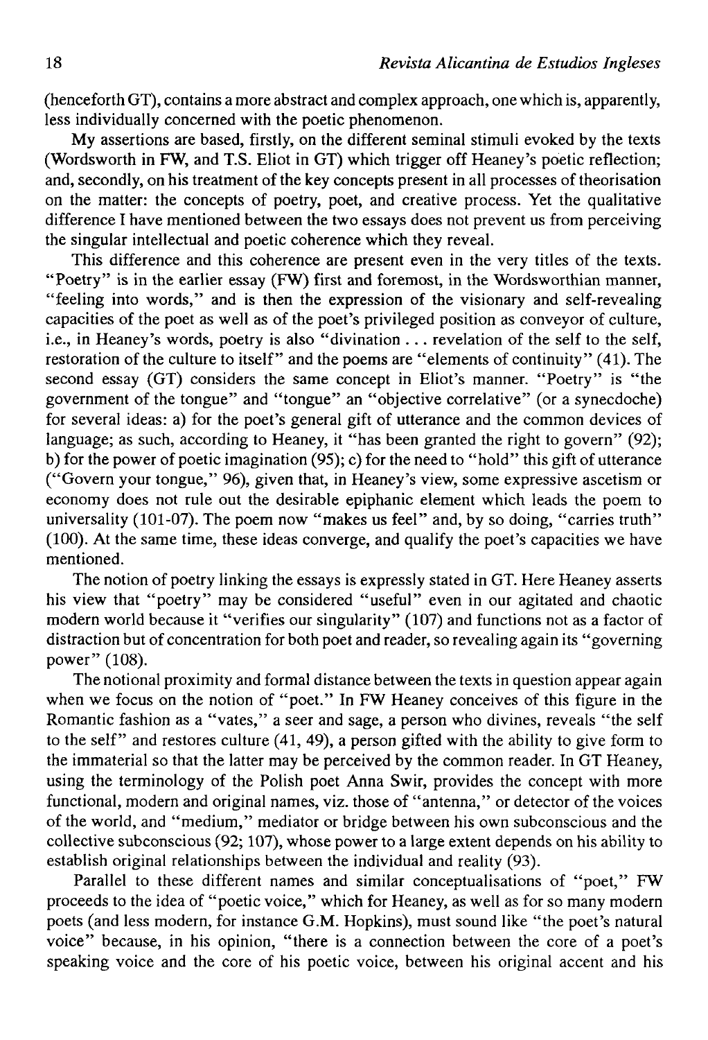(henceforth GT), contains a more abstract and complex approach, one which is, apparently, less individually concerned with the poetic phenomenon.

My assertions are based, firstly, on the different seminal stimuli evoked by the texts (Wordsworth in FW, and T.S. Eliot in GT) which trigger off Heaney's poetic reflection; and, secondly, on his treatment of the key concepts present in all processes of theorisation on the matter: the concepts of poetry, poet, and creative process. Yet the qualitative difference I have mentioned between the two essays does not prevent us from perceiving the singular intellectual and poetic coherence which they reveal.

This difference and this coherence are present even in the very titles of the texts. "Poetry" is in the earlier essay (FW) first and foremost, in the Wordsworthian manner, "feeling into words," and is then the expression of the visionary and self-revealing capacities of the poet as well as of the poet's privileged position as conveyor of culture, i.e., in Heaney's words, poetry is also "divination . . . revelation of the self to the self, restoration of the culture to itself" and the poems are "elements of continuity" (41). The second essay (GT) considers the same concept in Eliot's manner. "Poetry" is "the government of the tongue" and "tongue" an "objective correlative" (or a synecdoche) for several ideas: a) for the poet's general gift of utterance and the common devices of language; as such, according to Heaney, it "has been granted the right to govern" (92); b) for the power of poetic imagination (95); c) for the need to "hold" this gift of utterance ("Govern your tongue," 96), given that, in Heaney's view, some expressive ascetism or economy does not rule out the desirable epiphanic element which leads the poem to universality (101-07). The poem now "makes us feel" and, by so doing, "carries truth" (100). At the same time, these ideas converge, and qualify the poet's capacities we have mentioned.

The notion of poetry linking the essays is expressly stated in GT. Here Heaney asserts his view that "poetry" may be considered "useful" even in our agitated and chaotic modern world because it "verifies our singularity" (107) and functions not as a factor of distraction but of concentration for both poet and reader, so revealing again its "governing power" (108).

The notional proximity and formal distance between the texts in question appear again when we focus on the notion of "poet." In FW Heaney conceives of this figure in the Romantic fashion as a "vates," a seer and sage, a person who divines, reveals "the self to the self" and restores culture (41, 49), a person gifted with the ability to give form to the immaterial so that the latter may be perceived by the common reader. In GT Heaney, using the terminology of the Polish poet Anna Swir, provides the concept with more functional, modern and original names, viz. those of "antenna," or detector of the voices of the world, and "medium," mediator or bridge between his own subconscious and the collective subconscious (92; 107), whose power to a large extent depends on his ability to establish original relationships between the individual and reality (93).

Parallel to these different names and similar conceptualisations of "poet," FW proceeds to the idea of "poetic voice," which for Heaney, as well as for so many modern poets (and less modern, for instance G.M. Hopkins), must sound like "the poet's natural voice" because, in his opinion, "there is a connection between the core of a poet's speaking voice and the core of his poetic voice, between his original accent and his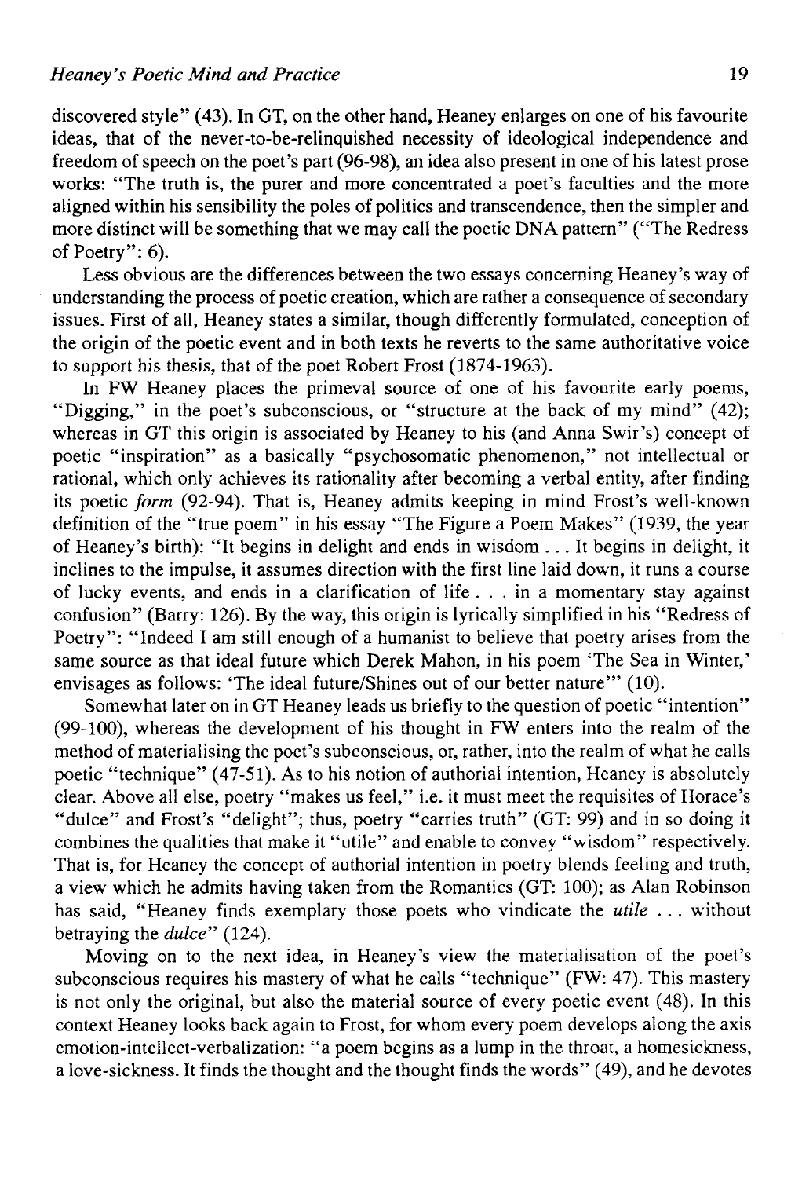discovered style" (43). In GT, on the other hand, Heaney enlarges on one of his favourite ideas, that of the never-to-be-relinquished necessity of ideological independence and freedom of speech on the poet's part (96-98), an idea also present in one of his latest prose works: "The truth is, the purer and more concentrated a poet's faculties and the more aligned within his sensibility the poles of politics and transcendence, then the simpler and more distinct will be something that we may call the poetic DNA pattern" ("The Redress of Poetry": 6).

Less obvious are the differences between the two essays concerning Heaney's way of understanding the process of poetic creation, which are rather a consequence of secondary issues. First of all, Heaney states a similar, though differently formulated, conception of the origin of the poetic event and in both texts he reverts to the same authoritative voice to support his thesis, that of the poet Robert Frost (1874-1963).

In FW Heaney places the primeval source of one of his favourite early poems, "Digging," in the poet's subconscious, or "structure at the back of my mind" (42); whereas in GT this origin is associated by Heaney to his (and Anna Swir's) concept of poetic "inspiration" as a basically "psychosomatic phenomenon," not intellectual or rational, which only achieves its rationality after becoming a verbal entity, after finding its poetic *form* (92-94). That is, Heaney admits keeping in mind Frost's well-known definition of the "true poem" in his essay "The Figure a Poem Makes" (1939, the year of Heaney's birth): "It begins in delight and ends in wisdom . . . It begins in delight, it inclines to the impulse, it assumes direction with the first line laid down, it runs a course of lucky events, and ends in a clarification of life . . . in a momentary stay against confusion" (Barry: 126). By the way, this origin is lyrically simplified in his "Redress of Poetry": "Indeed I am still enough of a humanist to believe that poetry arises from the same source as that ideal future which Derek Mahon, in his poem 'The Sea in Winter,' envisages as follows: 'The ideal future/Shines out of our better nature'" (10).

Somewhat later on in GT Heaney leads us briefly to the question of poetic "intention" (99-100), whereas the development of his thought in FW enters into the realm of the method of materialising the poet's subconscious, or, rather, into the realm of what he calls poetic "technique" (47-51). As to his notion of authorial intention, Heaney is absolutely clear. Above all else, poetry "makes us feel," i.e. it must meet the requisites of Horace's "dulce" and Frost's "delight"; thus, poetry "carries truth" (GT: 99) and in so doing it combines the qualities that make it "utile" and enable to convey "wisdom" respectively. That is, for Heaney the concept of authorial intention in poetry blends feeling and truth, a view which he admits having taken from the Romantics (GT: 100); as Alan Robinson has said, "Heaney finds exemplary those poets who vindicate the *utile* . . . without betraying the *dulce*" (124).

Moving on to the next idea, in Heaney's view the materialisation of the poet's subconscious requires his mastery of what he calls "technique" (FW: 47). This mastery is not only the original, but also the material source of every poetic event (48). In this context Heaney looks back again to Frost, for whom every poem develops along the axis emotion-intellect-verbalization: "a poem begins as a lump in the throat, a homesickness, a love-sickness. It finds the thought and the thought finds the words" (49), and he devotes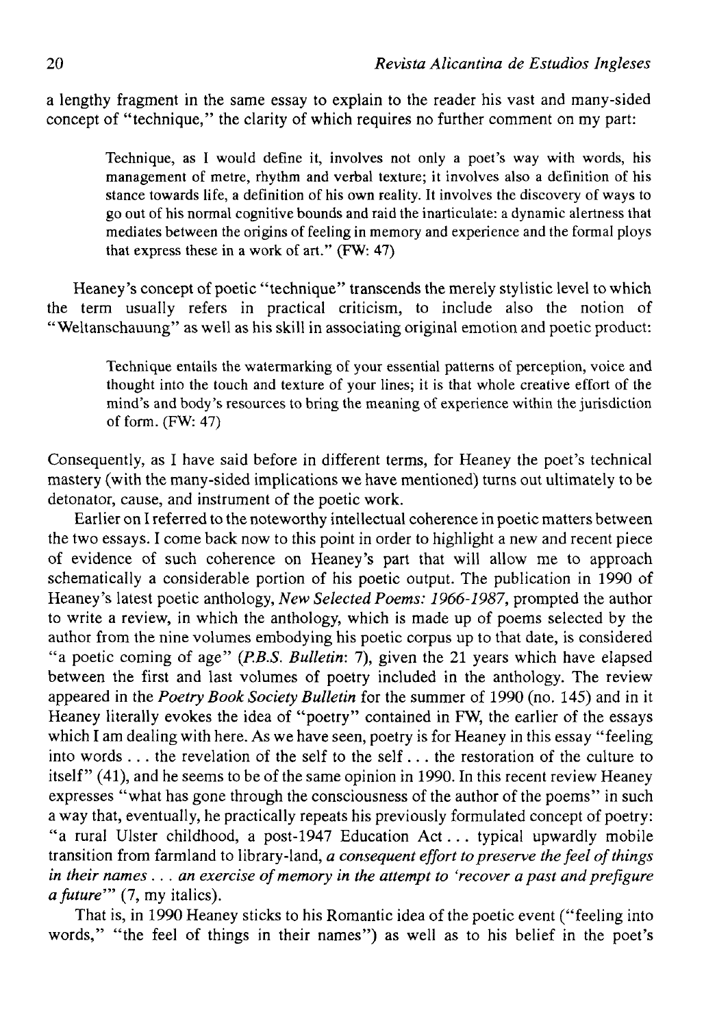a lengthy fragment in the same essay to explain to the reader his vast and many-sided concept of "technique," the clarity of which requires no further comment on my part:

> Technique, as I would define it, involves not only a poet's way with words, his management of metre, rhythm and verbal texture; it involves also a definition of his stance towards life, a definition of his own reality. It involves the discovery of ways to go out of his normal cognitive bounds and raid the inarticulate: a dynamic alertness that mediates between the origins of feeling in memory and experience and the formal ploys that express these in a work of art." (FW: 47)

Heaney's concept of poetic "technique" transcends the merely stylistic level to which the term usually refers in practical criticism, to include also the notion of "Weltanschauung" as well as his skill in associating original emotion and poetic product:

> Technique entails the watermarking of your essential patterns of perception, voice and thought into the touch and texture of your lines; it is that whole creative effort of the mind's and body's resources to bring the meaning of experience within the jurisdiction of form. (FW: 47)

Consequently, as I have said before in different terms, for Heaney the poet's technical mastery (with the many-sided implications we have mentioned) turns out ultimately to be detonator, cause, and instrument of the poetic work.

Earlier on I referred to the noteworthy intellectual coherence in poetic matters between the two essays. I come back now to this point in order to highlight a new and recent piece of evidence of such coherence on Heaney's part that will allow me to approach schematically a considerable portion of his poetic output. The publication in 1990 of Heaney's latest poetic anthology, *New Selected Poems: 1966-1987*, prompted the author to write a review, in which the anthology, which is made up of poems selected by the author from the nine volumes embodying his poetic corpus up to that date, is considered "a poetic coming of age" (*P.B.S. Bulletin*: 7), given the 21 years which have elapsed between the first and last volumes of poetry included in the anthology. The review appeared in the *Poetry Book Society Bulletin* for the summer of 1990 (no. 145) and in it Heaney literally evokes the idea of "poetry" contained in FW, the earlier of the essays which I am dealing with here. As we have seen, poetry is for Heaney in this essay "feeling into words . . . the revelation of the self to the self . . . the restoration of the culture to itself" (41), and he seems to be of the same opinion in 1990. In this recent review Heaney expresses "what has gone through the consciousness of the author of the poems" in such a way that, eventually, he practically repeats his previously formulated concept of poetry: "a rural Ulster childhood, a post-1947 Education Act . . . typical upwardly mobile transition from farmland to library-land, *a consequent effort to preserve the feel of things in their names . . . an exercise of memory in the attempt to 'recover a past and prefigure a future'*" (7, my italics).

That is, in 1990 Heaney sticks to his Romantic idea of the poetic event ("feeling into words," "the feel of things in their names") as well as to his belief in the poet's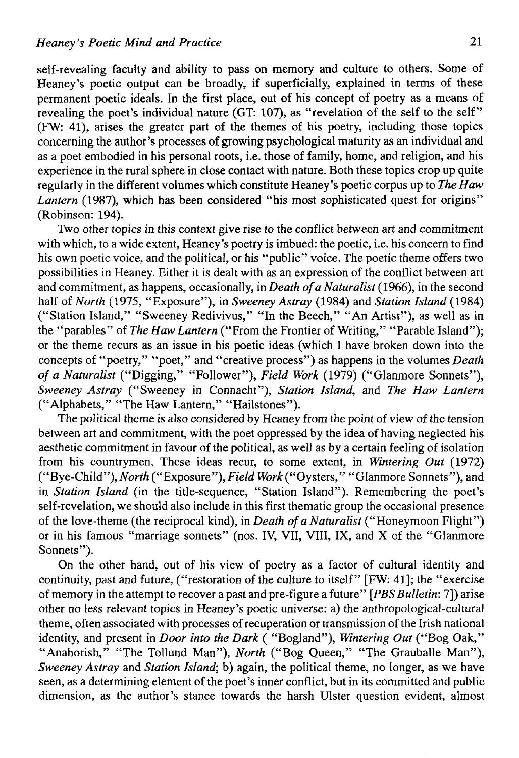self-revealing faculty and ability to pass on memory and culture to others. Some of Heaney's poetic output can be broadly, if superficially, explained in terms of these permanent poetic ideals. In the first place, out of his concept of poetry as a means of revealing the poet's individual nature (GT: 107), as "revelation of the self to the self" (FW: 41), arises the greater part of the themes of his poetry, including those topics concerning the author's processes of growing psychological maturity as an individual and as a poet embodied in his personal roots, i.e. those of family, home, and religion, and his experience in the rural sphere in close contact with nature. Both these topics crop up quite regularly in the different volumes which constitute Heaney's poetic corpus up to *The Haw Lantern* (1987), which has been considered "his most sophisticated quest for origins" (Robinson: 194).

Two other topics in this context give rise to the conflict between art and commitment with which, to a wide extent, Heaney's poetry is imbued: the poetic, i.e. his concern to find his own poetic voice, and the political, or his "public" voice. The poetic theme offers two possibilities in Heaney. Either it is dealt with as an expression of the conflict between art and commitment, as happens, occasionally, in *Death of a Naturalist* (1966), in the second half of *North* (1975, "Exposure"), in *Sweeney Astray* (1984) and *Station Island* (1984) ("Station Island," "Sweeney Redivivus," "In the Beech," "An Artist"), as well as in the "parables" of *The Haw Lantern* ("From the Frontier of Writing," "Parable Island"); or the theme recurs as an issue in his poetic ideas (which I have broken down into the concepts of "poetry," "poet," and "creative process") as happens in the volumes *Death of a Naturalist* ("Digging," "Follower"), *Field Work* (1979) ("Glanmore Sonnets"), *Sweeney Astray* ("Sweeney in Connacht"), *Station Island*, and *The Haw Lantern* ("Alphabets," "The Haw Lantern," "Hailstones").

The political theme is also considered by Heaney from the point of view of the tension between art and commitment, with the poet oppressed by the idea of having neglected his aesthetic commitment in favour of the political, as well as by a certain feeling of isolation from his countrymen. These ideas recur, to some extent, in *Wintering Out* (1972) ("Bye-Child"), *North* ("Exposure"), *Field Work* ("Oysters," "Glanmore Sonnets"), and in *Station Island* (in the title-sequence, "Station Island"). Remembering the poet's self-revelation, we should also include in this first thematic group the occasional presence of the love-theme (the reciprocal kind), in *Death of a Naturalist* ("Honeymoon Flight") or in his famous "marriage sonnets" (nos. IV, VII, VIII, IX, and X of the "Glanmore Sonnets").

On the other hand, out of his view of poetry as a factor of cultural identity and continuity, past and future, ("restoration of the culture to itself" [FW: 41]; the "exercise of memory in the attempt to recover a past and pre-figure a future" [*PBS Bulletin*: 7]) arise other no less relevant topics in Heaney's poetic universe: a) the anthropological-cultural theme, often associated with processes of recuperation or transmission of the Irish national identity, and present in *Door into the Dark* ( "Bogland"), *Wintering Out* ("Bog Oak," "Anahorish," "The Tollund Man"), *North* ("Bog Queen," "The Grauballe Man"), *Sweeney Astray* and *Station Island*; b) again, the political theme, no longer, as we have seen, as a determining element of the poet's inner conflict, but in its committed and public dimension, as the author's stance towards the harsh Ulster question evident, almost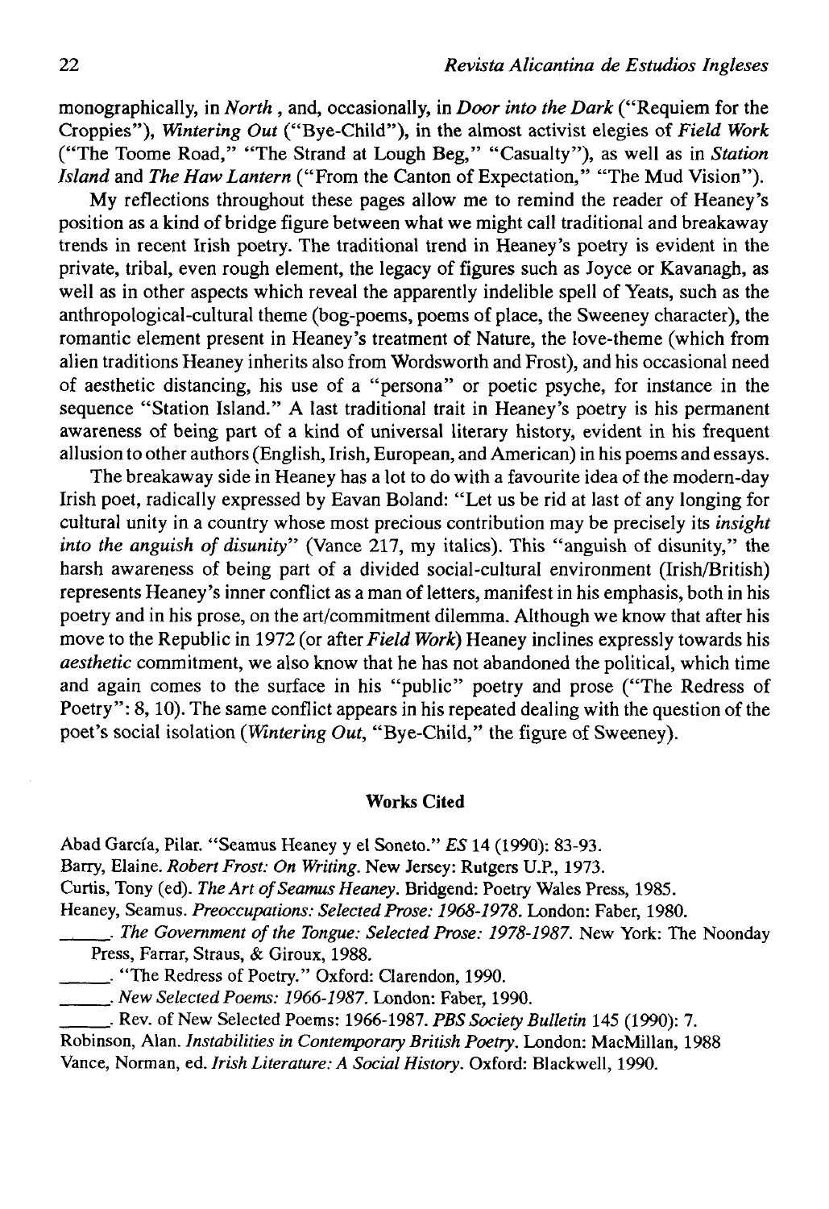monographically, in *North* , and, occasionally, in *Door into the Dark* ("Requiem for the Croppies"), *Wintering Out* ("Bye-Child"), in the almost activist elegies of *Field Work* ("The Toome Road," "The Strand at Lough Beg," "Casualty"), as well as in *Station Island* and *The Haw Lantern* ("From the Canton of Expectation," "The Mud Vision").

My reflections throughout these pages allow me to remind the reader of Heaney's position as a kind of bridge figure between what we might call traditional and breakaway trends in recent Irish poetry. The traditional trend in Heaney's poetry is evident in the private, tribal, even rough element, the legacy of figures such as Joyce or Kavanagh, as well as in other aspects which reveal the apparently indelible spell of Yeats, such as the anthropological-cultural theme (bog-poems, poems of place, the Sweeney character), the romantic element present in Heaney's treatment of Nature, the love-theme (which from alien traditions Heaney inherits also from Wordsworth and Frost), and his occasional need of aesthetic distancing, his use of a "persona" or poetic psyche, for instance in the sequence "Station Island." A last traditional trait in Heaney's poetry is his permanent awareness of being part of a kind of universal literary history, evident in his frequent allusion to other authors (English, Irish, European, and American) in his poems and essays.

The breakaway side in Heaney has a lot to do with a favourite idea of the modern-day Irish poet, radically expressed by Eavan Boland: "Let us be rid at last of any longing for cultural unity in a country whose most precious contribution may be precisely its *insight into the anguish of disunity*" (Vance 217, my italics). This "anguish of disunity," the harsh awareness of being part of a divided social-cultural environment (Irish/British) represents Heaney's inner conflict as a man of letters, manifest in his emphasis, both in his poetry and in his prose, on the art/commitment dilemma. Although we know that after his move to the Republic in 1972 (or after *Field Work*) Heaney inclines expressly towards his *aesthetic* commitment, we also know that he has not abandoned the political, which time and again comes to the surface in his "public" poetry and prose ("The Redress of Poetry": 8, 10). The same conflict appears in his repeated dealing with the question of the poet's social isolation (*Wintering Out*, "Bye-Child," the figure of Sweeney).

## Works Cited

Abad García, Pilar. "Seamus Heaney y el Soneto." *ES* 14 (1990): 83-93.

Barry, Elaine. *Robert Frost: On Writing*. New Jersey: Rutgers U.P., 1973.

Curtis, Tony (ed). *The Art of Seamus Heaney*. Bridgend: Poetry Wales Press, 1985.

Heaney, Seamus. *Preoccupations: Selected Prose: 1968-1978*. London: Faber, 1980.

\_\_\_\_\_. *The Government of the Tongue: Selected Prose: 1978-1987*. New York: The Noonday Press, Farrar, Straus, & Giroux, 1988.

\_\_\_\_\_. "The Redress of Poetry." Oxford: Clarendon, 1990.

\_\_\_\_\_. *New Selected Poems: 1966-1987*. London: Faber, 1990.

\_\_\_\_\_. Rev. of New Selected Poems: 1966-1987. *PBS Society Bulletin* 145 (1990): 7.

Robinson, Alan. *Instabilities in Contemporary British Poetry*. London: MacMillan, 1988

Vance, Norman, ed. *Irish Literature: A Social History*. Oxford: Blackwell, 1990.